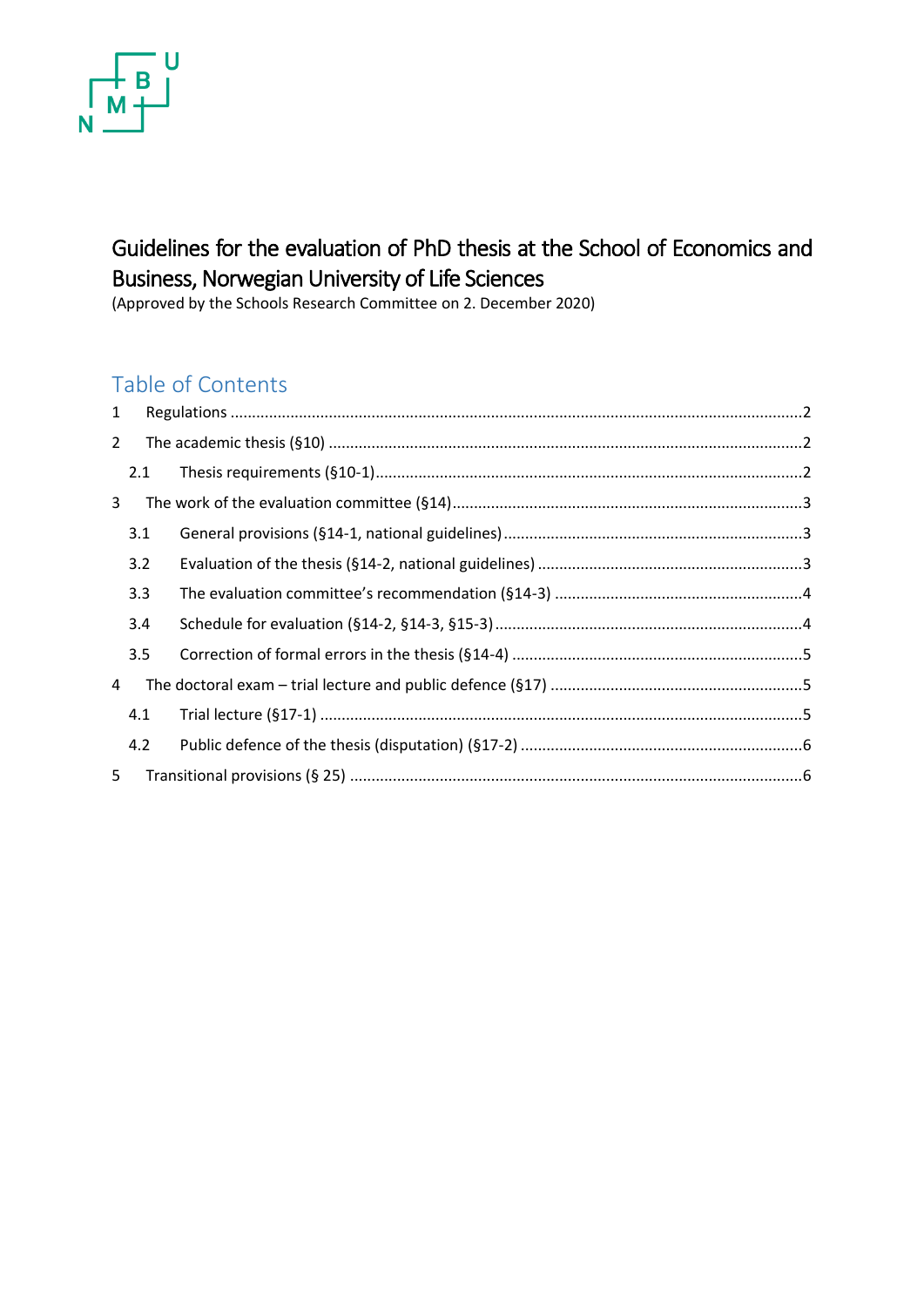# Guidelines for the evaluation of PhD thesis at the School of Economics and Business, Norwegian University of Life Sciences

(Approved by the Schools Research Committee on 2. December 2020)

## Table of Contents

1 Regulations ....................................................................................................................................2

2 The academic thesis (§10) .............................................................................................................2

  2.1 Thesis requirements (§10-1)...................................................................................................2

3 The work of the evaluation committee (§14).................................................................................3

  3.1 General provisions (§14-1, national guidelines).....................................................................3

  3.2 Evaluation of the thesis (§14-2, national guidelines) .............................................................3

  3.3 The evaluation committee's recommendation (§14-3) .........................................................4

  3.4 Schedule for evaluation (§14-2, §14-3, §15-3).......................................................................4

  3.5 Correction of formal errors in the thesis (§14-4) ...................................................................5

4 The doctoral exam – trial lecture and public defence (§17) ..........................................................5

  4.1 Trial lecture (§17-1) ...............................................................................................................5

  4.2 Public defence of the thesis (disputation) (§17-2) .................................................................6

5 Transitional provisions (§ 25) ........................................................................................................6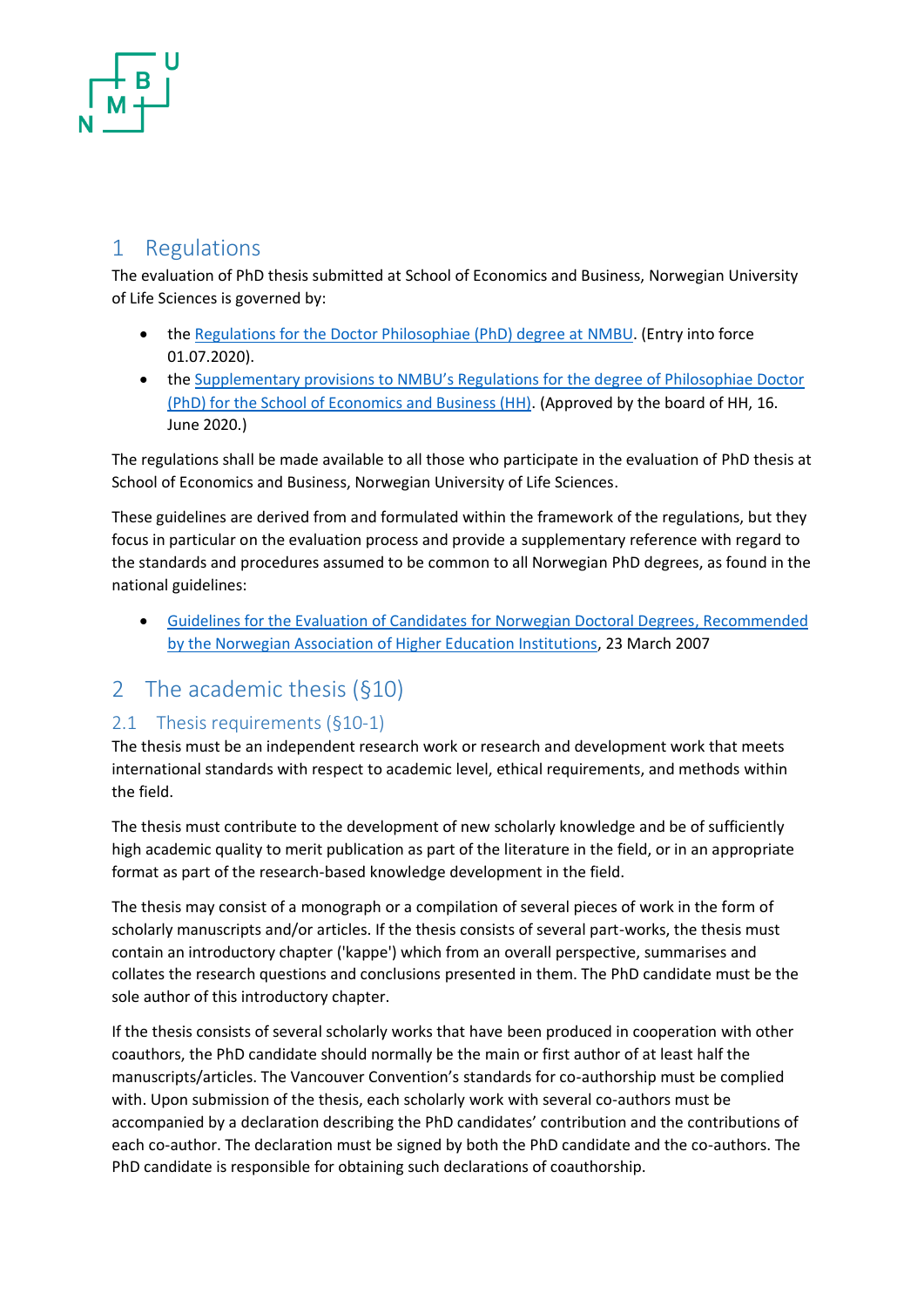# 1 Regulations

The evaluation of PhD thesis submitted at School of Economics and Business, Norwegian University of Life Sciences is governed by:

- the Regulations for the Doctor Philosophiae (PhD) degree at NMBU. (Entry into force 01.07.2020).
- the Supplementary provisions to NMBU's Regulations for the degree of Philosophiae Doctor (PhD) for the School of Economics and Business (HH). (Approved by the board of HH, 16. June 2020.)

The regulations shall be made available to all those who participate in the evaluation of PhD thesis at School of Economics and Business, Norwegian University of Life Sciences.

These guidelines are derived from and formulated within the framework of the regulations, but they focus in particular on the evaluation process and provide a supplementary reference with regard to the standards and procedures assumed to be common to all Norwegian PhD degrees, as found in the national guidelines:

- Guidelines for the Evaluation of Candidates for Norwegian Doctoral Degrees, Recommended by the Norwegian Association of Higher Education Institutions, 23 March 2007

# 2 The academic thesis (§10)

## 2.1 Thesis requirements (§10-1)

The thesis must be an independent research work or research and development work that meets international standards with respect to academic level, ethical requirements, and methods within the field.

The thesis must contribute to the development of new scholarly knowledge and be of sufficiently high academic quality to merit publication as part of the literature in the field, or in an appropriate format as part of the research-based knowledge development in the field.

The thesis may consist of a monograph or a compilation of several pieces of work in the form of scholarly manuscripts and/or articles. If the thesis consists of several part-works, the thesis must contain an introductory chapter ('kappe') which from an overall perspective, summarises and collates the research questions and conclusions presented in them. The PhD candidate must be the sole author of this introductory chapter.

If the thesis consists of several scholarly works that have been produced in cooperation with other coauthors, the PhD candidate should normally be the main or first author of at least half the manuscripts/articles. The Vancouver Convention's standards for co-authorship must be complied with. Upon submission of the thesis, each scholarly work with several co-authors must be accompanied by a declaration describing the PhD candidates' contribution and the contributions of each co-author. The declaration must be signed by both the PhD candidate and the co-authors. The PhD candidate is responsible for obtaining such declarations of coauthorship.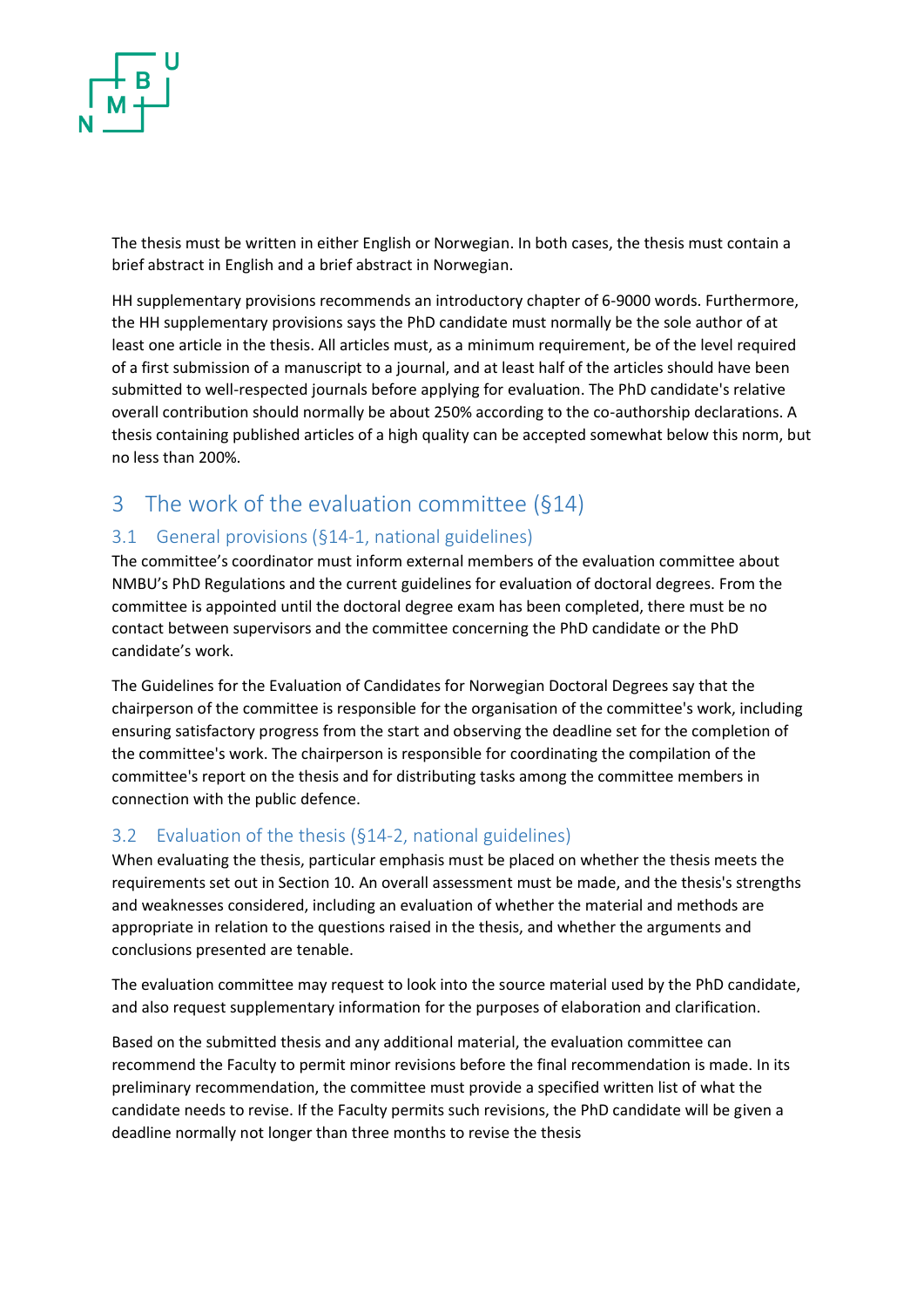The thesis must be written in either English or Norwegian. In both cases, the thesis must contain a brief abstract in English and a brief abstract in Norwegian.

HH supplementary provisions recommends an introductory chapter of 6-9000 words. Furthermore, the HH supplementary provisions says the PhD candidate must normally be the sole author of at least one article in the thesis. All articles must, as a minimum requirement, be of the level required of a first submission of a manuscript to a journal, and at least half of the articles should have been submitted to well-respected journals before applying for evaluation. The PhD candidate's relative overall contribution should normally be about 250% according to the co-authorship declarations. A thesis containing published articles of a high quality can be accepted somewhat below this norm, but no less than 200%.

# 3 The work of the evaluation committee (§14)

## 3.1 General provisions (§14-1, national guidelines)

The committee's coordinator must inform external members of the evaluation committee about NMBU's PhD Regulations and the current guidelines for evaluation of doctoral degrees. From the committee is appointed until the doctoral degree exam has been completed, there must be no contact between supervisors and the committee concerning the PhD candidate or the PhD candidate's work.

The Guidelines for the Evaluation of Candidates for Norwegian Doctoral Degrees say that the chairperson of the committee is responsible for the organisation of the committee's work, including ensuring satisfactory progress from the start and observing the deadline set for the completion of the committee's work. The chairperson is responsible for coordinating the compilation of the committee's report on the thesis and for distributing tasks among the committee members in connection with the public defence.

## 3.2 Evaluation of the thesis (§14-2, national guidelines)

When evaluating the thesis, particular emphasis must be placed on whether the thesis meets the requirements set out in Section 10. An overall assessment must be made, and the thesis's strengths and weaknesses considered, including an evaluation of whether the material and methods are appropriate in relation to the questions raised in the thesis, and whether the arguments and conclusions presented are tenable.

The evaluation committee may request to look into the source material used by the PhD candidate, and also request supplementary information for the purposes of elaboration and clarification.

Based on the submitted thesis and any additional material, the evaluation committee can recommend the Faculty to permit minor revisions before the final recommendation is made. In its preliminary recommendation, the committee must provide a specified written list of what the candidate needs to revise. If the Faculty permits such revisions, the PhD candidate will be given a deadline normally not longer than three months to revise the thesis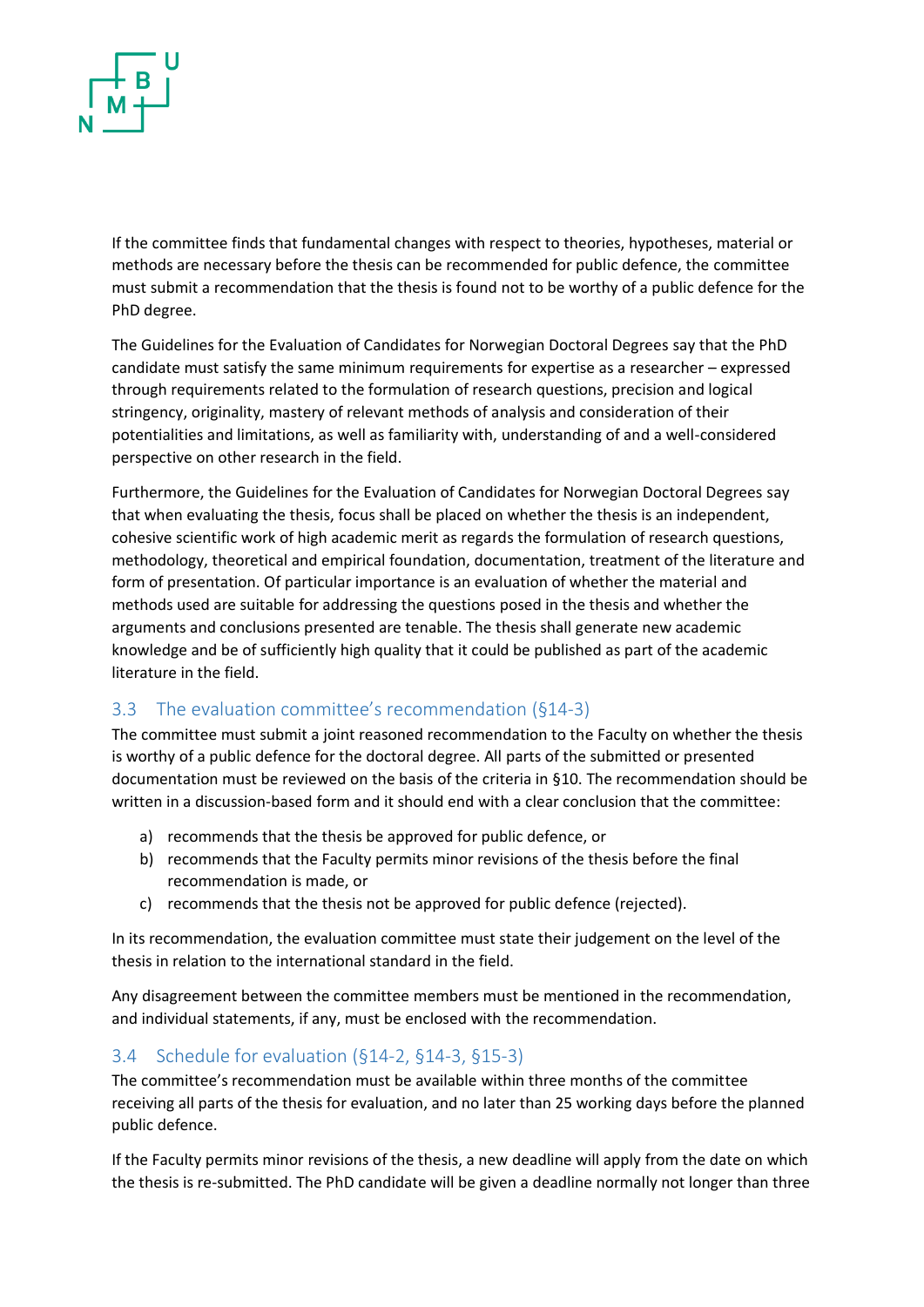If the committee finds that fundamental changes with respect to theories, hypotheses, material or methods are necessary before the thesis can be recommended for public defence, the committee must submit a recommendation that the thesis is found not to be worthy of a public defence for the PhD degree.

The Guidelines for the Evaluation of Candidates for Norwegian Doctoral Degrees say that the PhD candidate must satisfy the same minimum requirements for expertise as a researcher – expressed through requirements related to the formulation of research questions, precision and logical stringency, originality, mastery of relevant methods of analysis and consideration of their potentialities and limitations, as well as familiarity with, understanding of and a well-considered perspective on other research in the field.

Furthermore, the Guidelines for the Evaluation of Candidates for Norwegian Doctoral Degrees say that when evaluating the thesis, focus shall be placed on whether the thesis is an independent, cohesive scientific work of high academic merit as regards the formulation of research questions, methodology, theoretical and empirical foundation, documentation, treatment of the literature and form of presentation. Of particular importance is an evaluation of whether the material and methods used are suitable for addressing the questions posed in the thesis and whether the arguments and conclusions presented are tenable. The thesis shall generate new academic knowledge and be of sufficiently high quality that it could be published as part of the academic literature in the field.

## 3.3 The evaluation committee's recommendation (§14-3)

The committee must submit a joint reasoned recommendation to the Faculty on whether the thesis is worthy of a public defence for the doctoral degree. All parts of the submitted or presented documentation must be reviewed on the basis of the criteria in §10. The recommendation should be written in a discussion-based form and it should end with a clear conclusion that the committee:

a) recommends that the thesis be approved for public defence, or
b) recommends that the Faculty permits minor revisions of the thesis before the final recommendation is made, or
c) recommends that the thesis not be approved for public defence (rejected).

In its recommendation, the evaluation committee must state their judgement on the level of the thesis in relation to the international standard in the field.

Any disagreement between the committee members must be mentioned in the recommendation, and individual statements, if any, must be enclosed with the recommendation.

## 3.4 Schedule for evaluation (§14-2, §14-3, §15-3)

The committee's recommendation must be available within three months of the committee receiving all parts of the thesis for evaluation, and no later than 25 working days before the planned public defence.

If the Faculty permits minor revisions of the thesis, a new deadline will apply from the date on which the thesis is re-submitted. The PhD candidate will be given a deadline normally not longer than three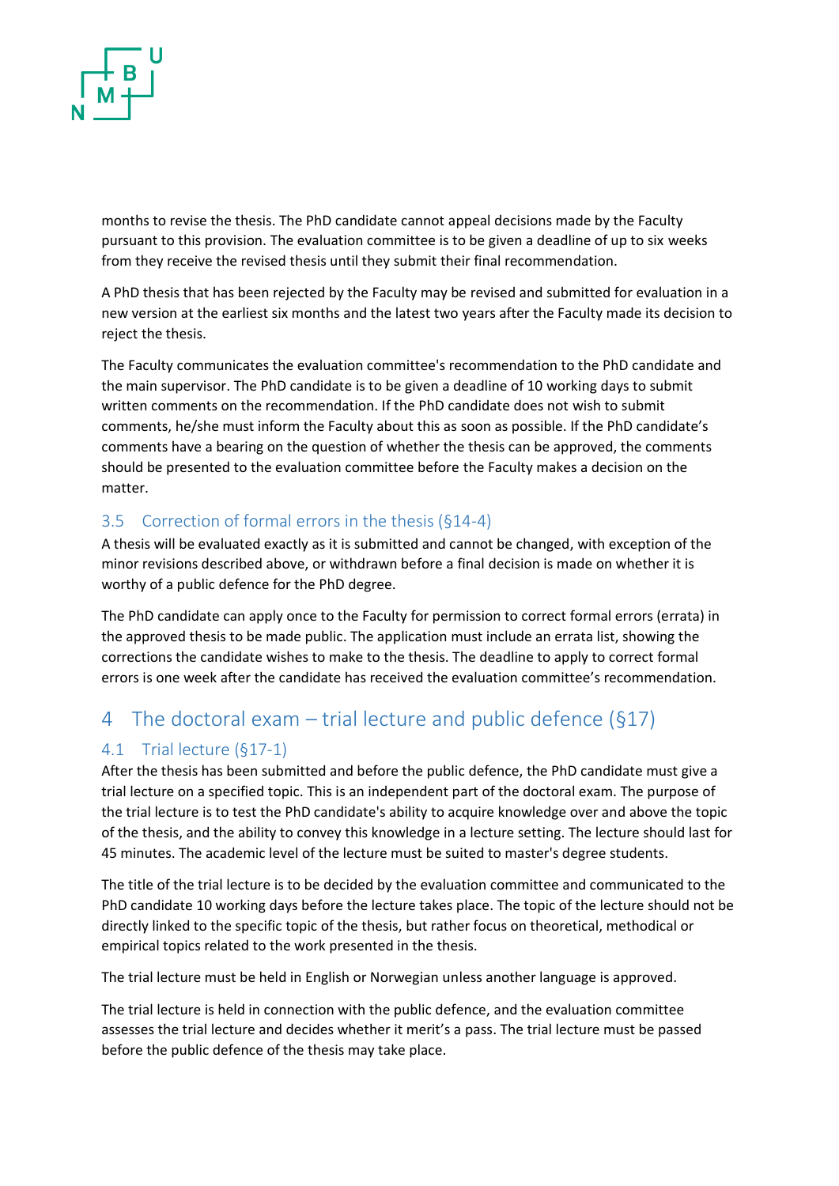months to revise the thesis. The PhD candidate cannot appeal decisions made by the Faculty pursuant to this provision. The evaluation committee is to be given a deadline of up to six weeks from they receive the revised thesis until they submit their final recommendation.

A PhD thesis that has been rejected by the Faculty may be revised and submitted for evaluation in a new version at the earliest six months and the latest two years after the Faculty made its decision to reject the thesis.

The Faculty communicates the evaluation committee's recommendation to the PhD candidate and the main supervisor. The PhD candidate is to be given a deadline of 10 working days to submit written comments on the recommendation. If the PhD candidate does not wish to submit comments, he/she must inform the Faculty about this as soon as possible. If the PhD candidate's comments have a bearing on the question of whether the thesis can be approved, the comments should be presented to the evaluation committee before the Faculty makes a decision on the matter.

### 3.5 Correction of formal errors in the thesis (§14-4)

A thesis will be evaluated exactly as it is submitted and cannot be changed, with exception of the minor revisions described above, or withdrawn before a final decision is made on whether it is worthy of a public defence for the PhD degree.

The PhD candidate can apply once to the Faculty for permission to correct formal errors (errata) in the approved thesis to be made public. The application must include an errata list, showing the corrections the candidate wishes to make to the thesis. The deadline to apply to correct formal errors is one week after the candidate has received the evaluation committee's recommendation.

## 4 The doctoral exam – trial lecture and public defence (§17)

### 4.1 Trial lecture (§17-1)

After the thesis has been submitted and before the public defence, the PhD candidate must give a trial lecture on a specified topic. This is an independent part of the doctoral exam. The purpose of the trial lecture is to test the PhD candidate's ability to acquire knowledge over and above the topic of the thesis, and the ability to convey this knowledge in a lecture setting. The lecture should last for 45 minutes. The academic level of the lecture must be suited to master's degree students.

The title of the trial lecture is to be decided by the evaluation committee and communicated to the PhD candidate 10 working days before the lecture takes place. The topic of the lecture should not be directly linked to the specific topic of the thesis, but rather focus on theoretical, methodical or empirical topics related to the work presented in the thesis.

The trial lecture must be held in English or Norwegian unless another language is approved.

The trial lecture is held in connection with the public defence, and the evaluation committee assesses the trial lecture and decides whether it merit's a pass. The trial lecture must be passed before the public defence of the thesis may take place.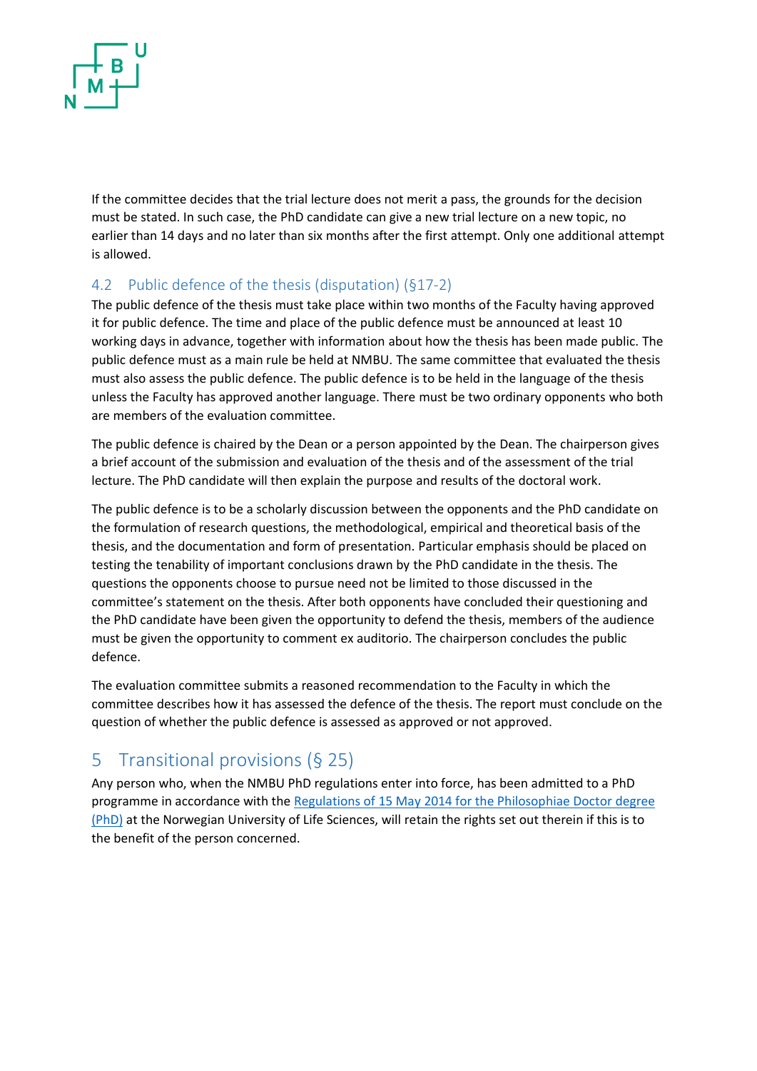If the committee decides that the trial lecture does not merit a pass, the grounds for the decision must be stated. In such case, the PhD candidate can give a new trial lecture on a new topic, no earlier than 14 days and no later than six months after the first attempt. Only one additional attempt is allowed.

### 4.2 Public defence of the thesis (disputation) (§17-2)

The public defence of the thesis must take place within two months of the Faculty having approved it for public defence. The time and place of the public defence must be announced at least 10 working days in advance, together with information about how the thesis has been made public. The public defence must as a main rule be held at NMBU. The same committee that evaluated the thesis must also assess the public defence. The public defence is to be held in the language of the thesis unless the Faculty has approved another language. There must be two ordinary opponents who both are members of the evaluation committee.

The public defence is chaired by the Dean or a person appointed by the Dean. The chairperson gives a brief account of the submission and evaluation of the thesis and of the assessment of the trial lecture. The PhD candidate will then explain the purpose and results of the doctoral work.

The public defence is to be a scholarly discussion between the opponents and the PhD candidate on the formulation of research questions, the methodological, empirical and theoretical basis of the thesis, and the documentation and form of presentation. Particular emphasis should be placed on testing the tenability of important conclusions drawn by the PhD candidate in the thesis. The questions the opponents choose to pursue need not be limited to those discussed in the committee's statement on the thesis. After both opponents have concluded their questioning and the PhD candidate have been given the opportunity to defend the thesis, members of the audience must be given the opportunity to comment ex auditorio. The chairperson concludes the public defence.

The evaluation committee submits a reasoned recommendation to the Faculty in which the committee describes how it has assessed the defence of the thesis. The report must conclude on the question of whether the public defence is assessed as approved or not approved.

## 5 Transitional provisions (§ 25)

Any person who, when the NMBU PhD regulations enter into force, has been admitted to a PhD programme in accordance with the Regulations of 15 May 2014 for the Philosophiae Doctor degree (PhD) at the Norwegian University of Life Sciences, will retain the rights set out therein if this is to the benefit of the person concerned.